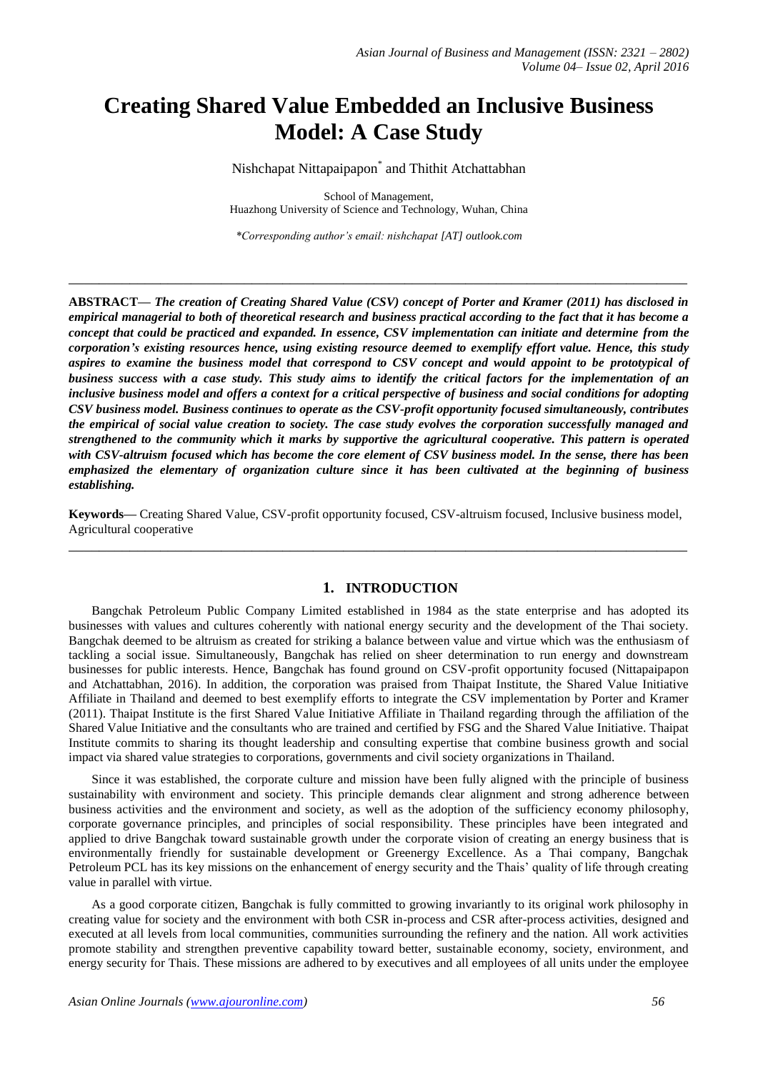# Creating Shared Value Embedded an Inclusive Business Model: A Case Study

Nishchapat Nittapaipapon* and Thithit Atchattabhan

School of Management,
Huazhong University of Science and Technology, Wuhan, China

*Corresponding author's email: nishchapat [AT] outlook.com

---

**ABSTRACT—** ***The creation of Creating Shared Value (CSV) concept of Porter and Kramer (2011) has disclosed in empirical managerial to both of theoretical research and business practical according to the fact that it has become a concept that could be practiced and expanded. In essence, CSV implementation can initiate and determine from the corporation's existing resources hence, using existing resource deemed to exemplify effort value. Hence, this study aspires to examine the business model that correspond to CSV concept and would appoint to be prototypical of business success with a case study. This study aims to identify the critical factors for the implementation of an inclusive business model and offers a context for a critical perspective of business and social conditions for adopting CSV business model. Business continues to operate as the CSV-profit opportunity focused simultaneously, contributes the empirical of social value creation to society. The case study evolves the corporation successfully managed and strengthened to the community which it marks by supportive the agricultural cooperative. This pattern is operated with CSV-altruism focused which has become the core element of CSV business model. In the sense, there has been emphasized the elementary of organization culture since it has been cultivated at the beginning of business establishing.***

**Keywords—** Creating Shared Value, CSV-profit opportunity focused, CSV-altruism focused, Inclusive business model, Agricultural cooperative

---

## 1. INTRODUCTION

Bangchak Petroleum Public Company Limited established in 1984 as the state enterprise and has adopted its businesses with values and cultures coherently with national energy security and the development of the Thai society. Bangchak deemed to be altruism as created for striking a balance between value and virtue which was the enthusiasm of tackling a social issue. Simultaneously, Bangchak has relied on sheer determination to run energy and downstream businesses for public interests. Hence, Bangchak has found ground on CSV-profit opportunity focused (Nittapaipapon and Atchattabhan, 2016). In addition, the corporation was praised from Thaipat Institute, the Shared Value Initiative Affiliate in Thailand and deemed to best exemplify efforts to integrate the CSV implementation by Porter and Kramer (2011). Thaipat Institute is the first Shared Value Initiative Affiliate in Thailand regarding through the affiliation of the Shared Value Initiative and the consultants who are trained and certified by FSG and the Shared Value Initiative. Thaipat Institute commits to sharing its thought leadership and consulting expertise that combine business growth and social impact via shared value strategies to corporations, governments and civil society organizations in Thailand.

Since it was established, the corporate culture and mission have been fully aligned with the principle of business sustainability with environment and society. This principle demands clear alignment and strong adherence between business activities and the environment and society, as well as the adoption of the sufficiency economy philosophy, corporate governance principles, and principles of social responsibility. These principles have been integrated and applied to drive Bangchak toward sustainable growth under the corporate vision of creating an energy business that is environmentally friendly for sustainable development or Greenergy Excellence. As a Thai company, Bangchak Petroleum PCL has its key missions on the enhancement of energy security and the Thais' quality of life through creating value in parallel with virtue.

As a good corporate citizen, Bangchak is fully committed to growing invariantly to its original work philosophy in creating value for society and the environment with both CSR in-process and CSR after-process activities, designed and executed at all levels from local communities, communities surrounding the refinery and the nation. All work activities promote stability and strengthen preventive capability toward better, sustainable economy, society, environment, and energy security for Thais. These missions are adhered to by executives and all employees of all units under the employee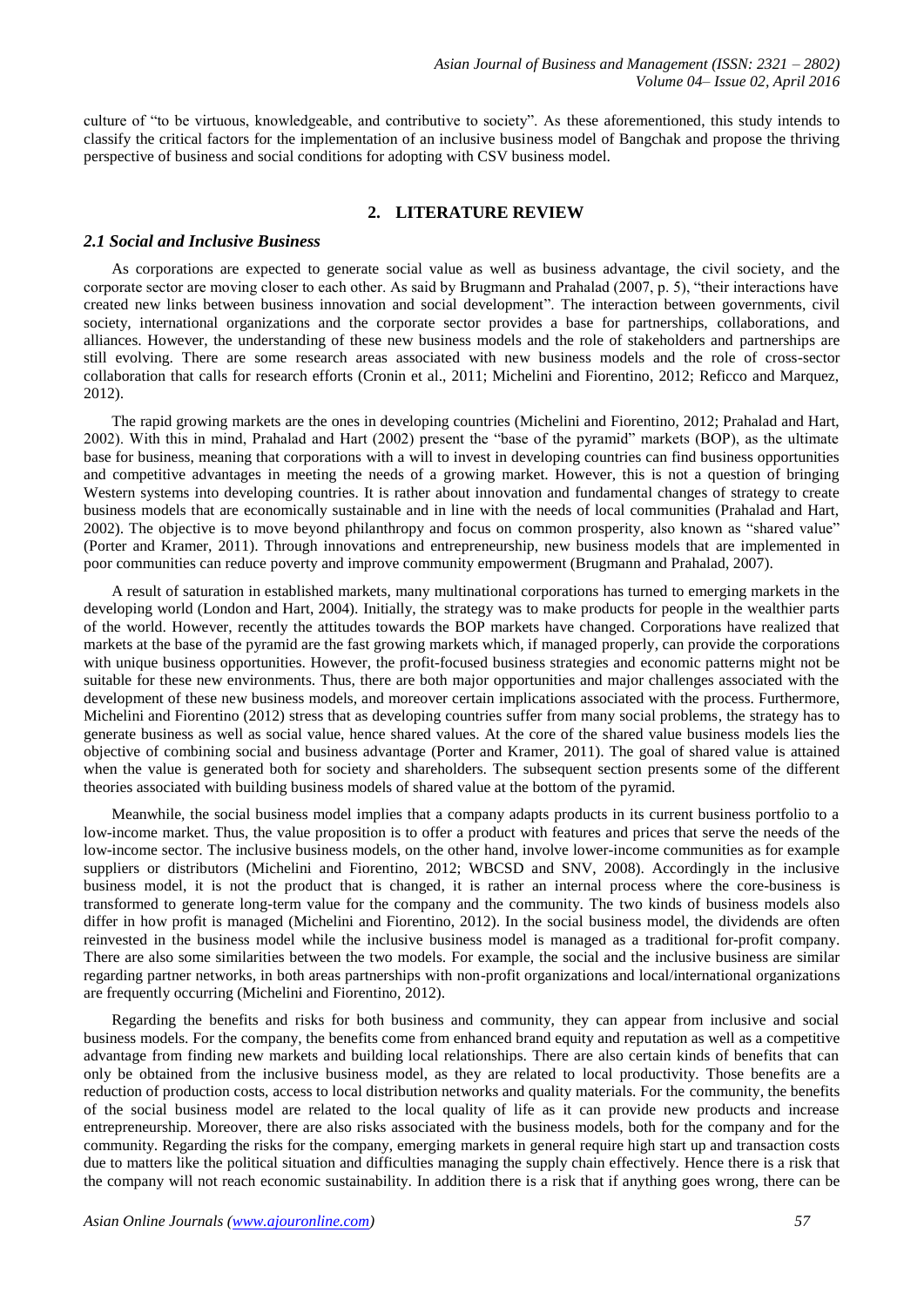culture of "to be virtuous, knowledgeable, and contributive to society". As these aforementioned, this study intends to classify the critical factors for the implementation of an inclusive business model of Bangchak and propose the thriving perspective of business and social conditions for adopting with CSV business model.

## 2. LITERATURE REVIEW

### *2.1 Social and Inclusive Business*

As corporations are expected to generate social value as well as business advantage, the civil society, and the corporate sector are moving closer to each other. As said by Brugmann and Prahalad (2007, p. 5), "their interactions have created new links between business innovation and social development". The interaction between governments, civil society, international organizations and the corporate sector provides a base for partnerships, collaborations, and alliances. However, the understanding of these new business models and the role of stakeholders and partnerships are still evolving. There are some research areas associated with new business models and the role of cross-sector collaboration that calls for research efforts (Cronin et al., 2011; Michelini and Fiorentino, 2012; Reficco and Marquez, 2012).

The rapid growing markets are the ones in developing countries (Michelini and Fiorentino, 2012; Prahalad and Hart, 2002). With this in mind, Prahalad and Hart (2002) present the "base of the pyramid" markets (BOP), as the ultimate base for business, meaning that corporations with a will to invest in developing countries can find business opportunities and competitive advantages in meeting the needs of a growing market. However, this is not a question of bringing Western systems into developing countries. It is rather about innovation and fundamental changes of strategy to create business models that are economically sustainable and in line with the needs of local communities (Prahalad and Hart, 2002). The objective is to move beyond philanthropy and focus on common prosperity, also known as "shared value" (Porter and Kramer, 2011). Through innovations and entrepreneurship, new business models that are implemented in poor communities can reduce poverty and improve community empowerment (Brugmann and Prahalad, 2007).

A result of saturation in established markets, many multinational corporations has turned to emerging markets in the developing world (London and Hart, 2004). Initially, the strategy was to make products for people in the wealthier parts of the world. However, recently the attitudes towards the BOP markets have changed. Corporations have realized that markets at the base of the pyramid are the fast growing markets which, if managed properly, can provide the corporations with unique business opportunities. However, the profit-focused business strategies and economic patterns might not be suitable for these new environments. Thus, there are both major opportunities and major challenges associated with the development of these new business models, and moreover certain implications associated with the process. Furthermore, Michelini and Fiorentino (2012) stress that as developing countries suffer from many social problems, the strategy has to generate business as well as social value, hence shared values. At the core of the shared value business models lies the objective of combining social and business advantage (Porter and Kramer, 2011). The goal of shared value is attained when the value is generated both for society and shareholders. The subsequent section presents some of the different theories associated with building business models of shared value at the bottom of the pyramid.

Meanwhile, the social business model implies that a company adapts products in its current business portfolio to a low-income market. Thus, the value proposition is to offer a product with features and prices that serve the needs of the low-income sector. The inclusive business models, on the other hand, involve lower-income communities as for example suppliers or distributors (Michelini and Fiorentino, 2012; WBCSD and SNV, 2008). Accordingly in the inclusive business model, it is not the product that is changed, it is rather an internal process where the core-business is transformed to generate long-term value for the company and the community. The two kinds of business models also differ in how profit is managed (Michelini and Fiorentino, 2012). In the social business model, the dividends are often reinvested in the business model while the inclusive business model is managed as a traditional for-profit company. There are also some similarities between the two models. For example, the social and the inclusive business are similar regarding partner networks, in both areas partnerships with non-profit organizations and local/international organizations are frequently occurring (Michelini and Fiorentino, 2012).

Regarding the benefits and risks for both business and community, they can appear from inclusive and social business models. For the company, the benefits come from enhanced brand equity and reputation as well as a competitive advantage from finding new markets and building local relationships. There are also certain kinds of benefits that can only be obtained from the inclusive business model, as they are related to local productivity. Those benefits are a reduction of production costs, access to local distribution networks and quality materials. For the community, the benefits of the social business model are related to the local quality of life as it can provide new products and increase entrepreneurship. Moreover, there are also risks associated with the business models, both for the company and for the community. Regarding the risks for the company, emerging markets in general require high start up and transaction costs due to matters like the political situation and difficulties managing the supply chain effectively. Hence there is a risk that the company will not reach economic sustainability. In addition there is a risk that if anything goes wrong, there can be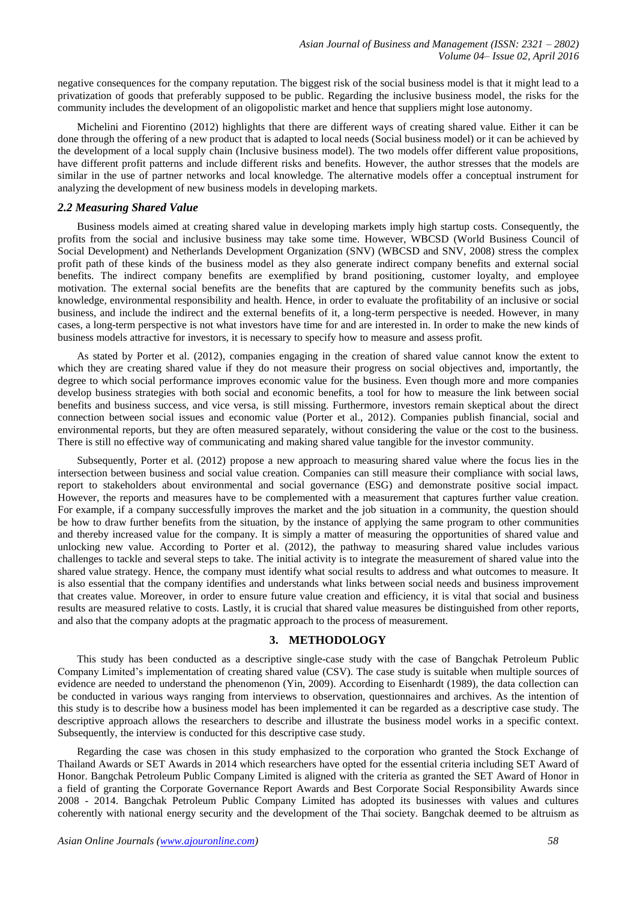negative consequences for the company reputation. The biggest risk of the social business model is that it might lead to a privatization of goods that preferably supposed to be public. Regarding the inclusive business model, the risks for the community includes the development of an oligopolistic market and hence that suppliers might lose autonomy.

Michelini and Fiorentino (2012) highlights that there are different ways of creating shared value. Either it can be done through the offering of a new product that is adapted to local needs (Social business model) or it can be achieved by the development of a local supply chain (Inclusive business model). The two models offer different value propositions, have different profit patterns and include different risks and benefits. However, the author stresses that the models are similar in the use of partner networks and local knowledge. The alternative models offer a conceptual instrument for analyzing the development of new business models in developing markets.

### *2.2 Measuring Shared Value*

Business models aimed at creating shared value in developing markets imply high startup costs. Consequently, the profits from the social and inclusive business may take some time. However, WBCSD (World Business Council of Social Development) and Netherlands Development Organization (SNV) (WBCSD and SNV, 2008) stress the complex profit path of these kinds of the business model as they also generate indirect company benefits and external social benefits. The indirect company benefits are exemplified by brand positioning, customer loyalty, and employee motivation. The external social benefits are the benefits that are captured by the community benefits such as jobs, knowledge, environmental responsibility and health. Hence, in order to evaluate the profitability of an inclusive or social business, and include the indirect and the external benefits of it, a long-term perspective is needed. However, in many cases, a long-term perspective is not what investors have time for and are interested in. In order to make the new kinds of business models attractive for investors, it is necessary to specify how to measure and assess profit.

As stated by Porter et al. (2012), companies engaging in the creation of shared value cannot know the extent to which they are creating shared value if they do not measure their progress on social objectives and, importantly, the degree to which social performance improves economic value for the business. Even though more and more companies develop business strategies with both social and economic benefits, a tool for how to measure the link between social benefits and business success, and vice versa, is still missing. Furthermore, investors remain skeptical about the direct connection between social issues and economic value (Porter et al., 2012). Companies publish financial, social and environmental reports, but they are often measured separately, without considering the value or the cost to the business. There is still no effective way of communicating and making shared value tangible for the investor community.

Subsequently, Porter et al. (2012) propose a new approach to measuring shared value where the focus lies in the intersection between business and social value creation. Companies can still measure their compliance with social laws, report to stakeholders about environmental and social governance (ESG) and demonstrate positive social impact. However, the reports and measures have to be complemented with a measurement that captures further value creation. For example, if a company successfully improves the market and the job situation in a community, the question should be how to draw further benefits from the situation, by the instance of applying the same program to other communities and thereby increased value for the company. It is simply a matter of measuring the opportunities of shared value and unlocking new value. According to Porter et al. (2012), the pathway to measuring shared value includes various challenges to tackle and several steps to take. The initial activity is to integrate the measurement of shared value into the shared value strategy. Hence, the company must identify what social results to address and what outcomes to measure. It is also essential that the company identifies and understands what links between social needs and business improvement that creates value. Moreover, in order to ensure future value creation and efficiency, it is vital that social and business results are measured relative to costs. Lastly, it is crucial that shared value measures be distinguished from other reports, and also that the company adopts at the pragmatic approach to the process of measurement.

## 3. METHODOLOGY

This study has been conducted as a descriptive single-case study with the case of Bangchak Petroleum Public Company Limited's implementation of creating shared value (CSV). The case study is suitable when multiple sources of evidence are needed to understand the phenomenon (Yin, 2009). According to Eisenhardt (1989), the data collection can be conducted in various ways ranging from interviews to observation, questionnaires and archives. As the intention of this study is to describe how a business model has been implemented it can be regarded as a descriptive case study. The descriptive approach allows the researchers to describe and illustrate the business model works in a specific context. Subsequently, the interview is conducted for this descriptive case study.

Regarding the case was chosen in this study emphasized to the corporation who granted the Stock Exchange of Thailand Awards or SET Awards in 2014 which researchers have opted for the essential criteria including SET Award of Honor. Bangchak Petroleum Public Company Limited is aligned with the criteria as granted the SET Award of Honor in a field of granting the Corporate Governance Report Awards and Best Corporate Social Responsibility Awards since 2008 - 2014. Bangchak Petroleum Public Company Limited has adopted its businesses with values and cultures coherently with national energy security and the development of the Thai society. Bangchak deemed to be altruism as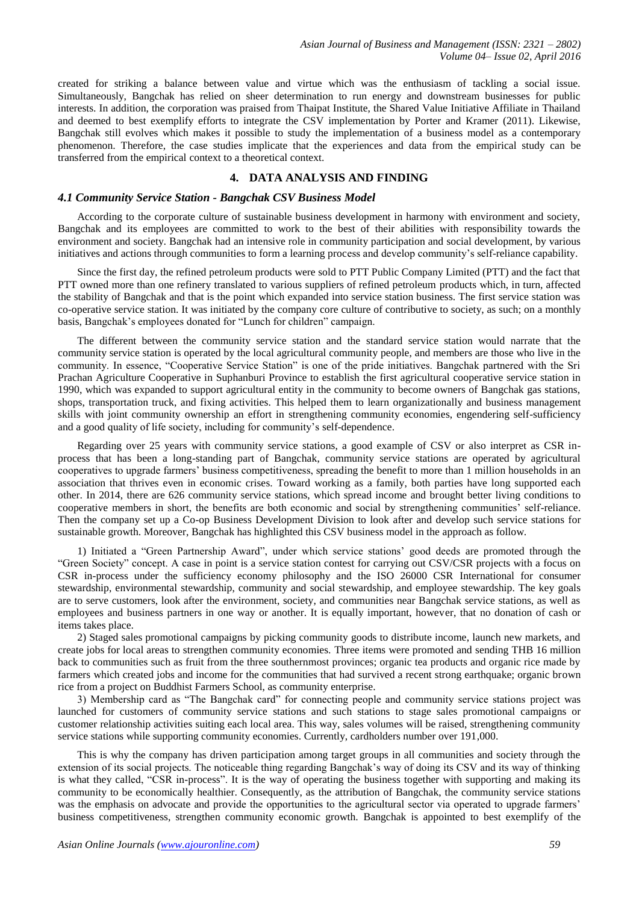created for striking a balance between value and virtue which was the enthusiasm of tackling a social issue. Simultaneously, Bangchak has relied on sheer determination to run energy and downstream businesses for public interests. In addition, the corporation was praised from Thaipat Institute, the Shared Value Initiative Affiliate in Thailand and deemed to best exemplify efforts to integrate the CSV implementation by Porter and Kramer (2011). Likewise, Bangchak still evolves which makes it possible to study the implementation of a business model as a contemporary phenomenon. Therefore, the case studies implicate that the experiences and data from the empirical study can be transferred from the empirical context to a theoretical context.

## 4. DATA ANALYSIS AND FINDING

### *4.1 Community Service Station - Bangchak CSV Business Model*

According to the corporate culture of sustainable business development in harmony with environment and society, Bangchak and its employees are committed to work to the best of their abilities with responsibility towards the environment and society. Bangchak had an intensive role in community participation and social development, by various initiatives and actions through communities to form a learning process and develop community's self-reliance capability.

Since the first day, the refined petroleum products were sold to PTT Public Company Limited (PTT) and the fact that PTT owned more than one refinery translated to various suppliers of refined petroleum products which, in turn, affected the stability of Bangchak and that is the point which expanded into service station business. The first service station was co-operative service station. It was initiated by the company core culture of contributive to society, as such; on a monthly basis, Bangchak's employees donated for "Lunch for children" campaign.

The different between the community service station and the standard service station would narrate that the community service station is operated by the local agricultural community people, and members are those who live in the community. In essence, "Cooperative Service Station" is one of the pride initiatives. Bangchak partnered with the Sri Prachan Agriculture Cooperative in Suphanburi Province to establish the first agricultural cooperative service station in 1990, which was expanded to support agricultural entity in the community to become owners of Bangchak gas stations, shops, transportation truck, and fixing activities. This helped them to learn organizationally and business management skills with joint community ownership an effort in strengthening community economies, engendering self-sufficiency and a good quality of life society, including for community's self-dependence.

Regarding over 25 years with community service stations, a good example of CSV or also interpret as CSR in-process that has been a long-standing part of Bangchak, community service stations are operated by agricultural cooperatives to upgrade farmers' business competitiveness, spreading the benefit to more than 1 million households in an association that thrives even in economic crises. Toward working as a family, both parties have long supported each other. In 2014, there are 626 community service stations, which spread income and brought better living conditions to cooperative members in short, the benefits are both economic and social by strengthening communities' self-reliance. Then the company set up a Co-op Business Development Division to look after and develop such service stations for sustainable growth. Moreover, Bangchak has highlighted this CSV business model in the approach as follow.

1) Initiated a "Green Partnership Award", under which service stations' good deeds are promoted through the "Green Society" concept. A case in point is a service station contest for carrying out CSV/CSR projects with a focus on CSR in-process under the sufficiency economy philosophy and the ISO 26000 CSR International for consumer stewardship, environmental stewardship, community and social stewardship, and employee stewardship. The key goals are to serve customers, look after the environment, society, and communities near Bangchak service stations, as well as employees and business partners in one way or another. It is equally important, however, that no donation of cash or items takes place.

2) Staged sales promotional campaigns by picking community goods to distribute income, launch new markets, and create jobs for local areas to strengthen community economies. Three items were promoted and sending THB 16 million back to communities such as fruit from the three southernmost provinces; organic tea products and organic rice made by farmers which created jobs and income for the communities that had survived a recent strong earthquake; organic brown rice from a project on Buddhist Farmers School, as community enterprise.

3) Membership card as "The Bangchak card" for connecting people and community service stations project was launched for customers of community service stations and such stations to stage sales promotional campaigns or customer relationship activities suiting each local area. This way, sales volumes will be raised, strengthening community service stations while supporting community economies. Currently, cardholders number over 191,000.

This is why the company has driven participation among target groups in all communities and society through the extension of its social projects. The noticeable thing regarding Bangchak's way of doing its CSV and its way of thinking is what they called, "CSR in-process". It is the way of operating the business together with supporting and making its community to be economically healthier. Consequently, as the attribution of Bangchak, the community service stations was the emphasis on advocate and provide the opportunities to the agricultural sector via operated to upgrade farmers' business competitiveness, strengthen community economic growth. Bangchak is appointed to best exemplify of the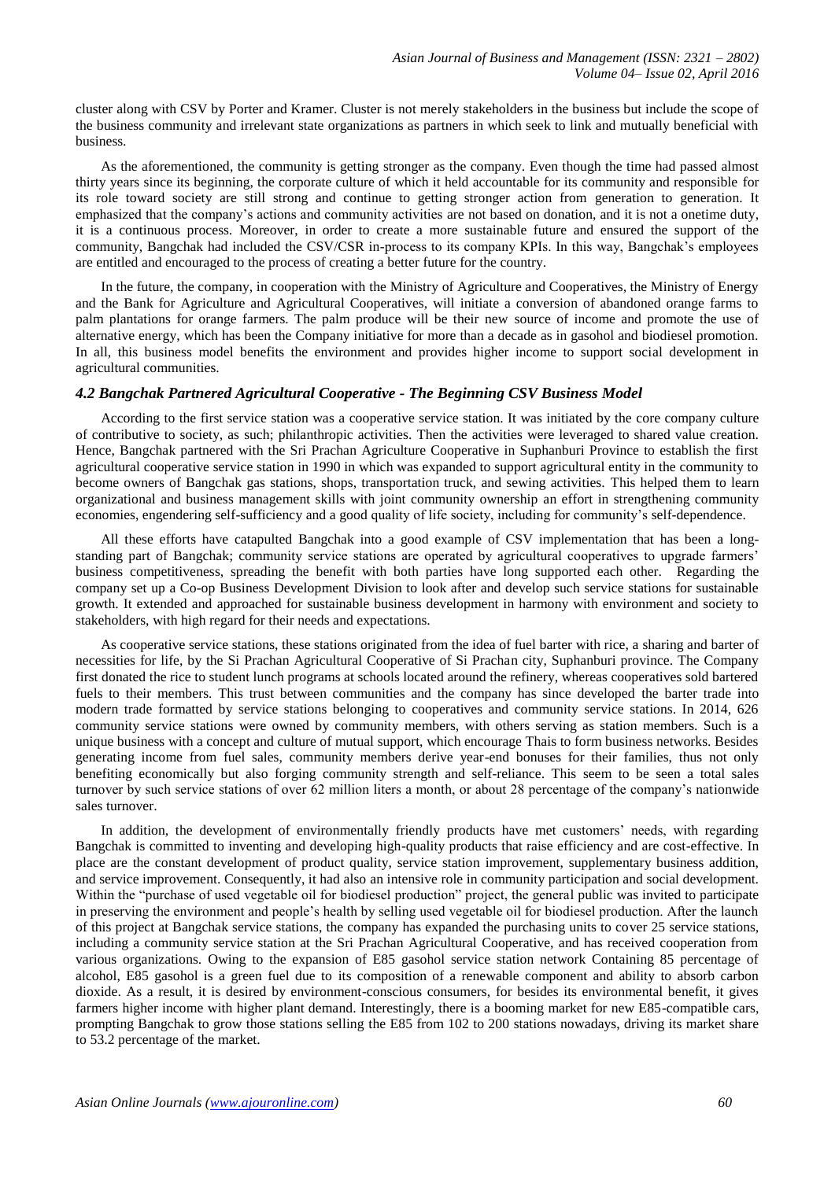cluster along with CSV by Porter and Kramer. Cluster is not merely stakeholders in the business but include the scope of the business community and irrelevant state organizations as partners in which seek to link and mutually beneficial with business.

As the aforementioned, the community is getting stronger as the company. Even though the time had passed almost thirty years since its beginning, the corporate culture of which it held accountable for its community and responsible for its role toward society are still strong and continue to getting stronger action from generation to generation. It emphasized that the company's actions and community activities are not based on donation, and it is not a onetime duty, it is a continuous process. Moreover, in order to create a more sustainable future and ensured the support of the community, Bangchak had included the CSV/CSR in-process to its company KPIs. In this way, Bangchak's employees are entitled and encouraged to the process of creating a better future for the country.

In the future, the company, in cooperation with the Ministry of Agriculture and Cooperatives, the Ministry of Energy and the Bank for Agriculture and Agricultural Cooperatives, will initiate a conversion of abandoned orange farms to palm plantations for orange farmers. The palm produce will be their new source of income and promote the use of alternative energy, which has been the Company initiative for more than a decade as in gasohol and biodiesel promotion. In all, this business model benefits the environment and provides higher income to support social development in agricultural communities.

### *4.2 Bangchak Partnered Agricultural Cooperative - The Beginning CSV Business Model*

According to the first service station was a cooperative service station. It was initiated by the core company culture of contributive to society, as such; philanthropic activities. Then the activities were leveraged to shared value creation. Hence, Bangchak partnered with the Sri Prachan Agriculture Cooperative in Suphanburi Province to establish the first agricultural cooperative service station in 1990 in which was expanded to support agricultural entity in the community to become owners of Bangchak gas stations, shops, transportation truck, and sewing activities. This helped them to learn organizational and business management skills with joint community ownership an effort in strengthening community economies, engendering self-sufficiency and a good quality of life society, including for community's self-dependence.

All these efforts have catapulted Bangchak into a good example of CSV implementation that has been a long-standing part of Bangchak; community service stations are operated by agricultural cooperatives to upgrade farmers' business competitiveness, spreading the benefit with both parties have long supported each other. Regarding the company set up a Co-op Business Development Division to look after and develop such service stations for sustainable growth. It extended and approached for sustainable business development in harmony with environment and society to stakeholders, with high regard for their needs and expectations.

As cooperative service stations, these stations originated from the idea of fuel barter with rice, a sharing and barter of necessities for life, by the Si Prachan Agricultural Cooperative of Si Prachan city, Suphanburi province. The Company first donated the rice to student lunch programs at schools located around the refinery, whereas cooperatives sold bartered fuels to their members. This trust between communities and the company has since developed the barter trade into modern trade formatted by service stations belonging to cooperatives and community service stations. In 2014, 626 community service stations were owned by community members, with others serving as station members. Such is a unique business with a concept and culture of mutual support, which encourage Thais to form business networks. Besides generating income from fuel sales, community members derive year-end bonuses for their families, thus not only benefiting economically but also forging community strength and self-reliance. This seem to be seen a total sales turnover by such service stations of over 62 million liters a month, or about 28 percentage of the company's nationwide sales turnover.

In addition, the development of environmentally friendly products have met customers' needs, with regarding Bangchak is committed to inventing and developing high-quality products that raise efficiency and are cost-effective. In place are the constant development of product quality, service station improvement, supplementary business addition, and service improvement. Consequently, it had also an intensive role in community participation and social development. Within the "purchase of used vegetable oil for biodiesel production" project, the general public was invited to participate in preserving the environment and people's health by selling used vegetable oil for biodiesel production. After the launch of this project at Bangchak service stations, the company has expanded the purchasing units to cover 25 service stations, including a community service station at the Sri Prachan Agricultural Cooperative, and has received cooperation from various organizations. Owing to the expansion of E85 gasohol service station network Containing 85 percentage of alcohol, E85 gasohol is a green fuel due to its composition of a renewable component and ability to absorb carbon dioxide. As a result, it is desired by environment-conscious consumers, for besides its environmental benefit, it gives farmers higher income with higher plant demand. Interestingly, there is a booming market for new E85-compatible cars, prompting Bangchak to grow those stations selling the E85 from 102 to 200 stations nowadays, driving its market share to 53.2 percentage of the market.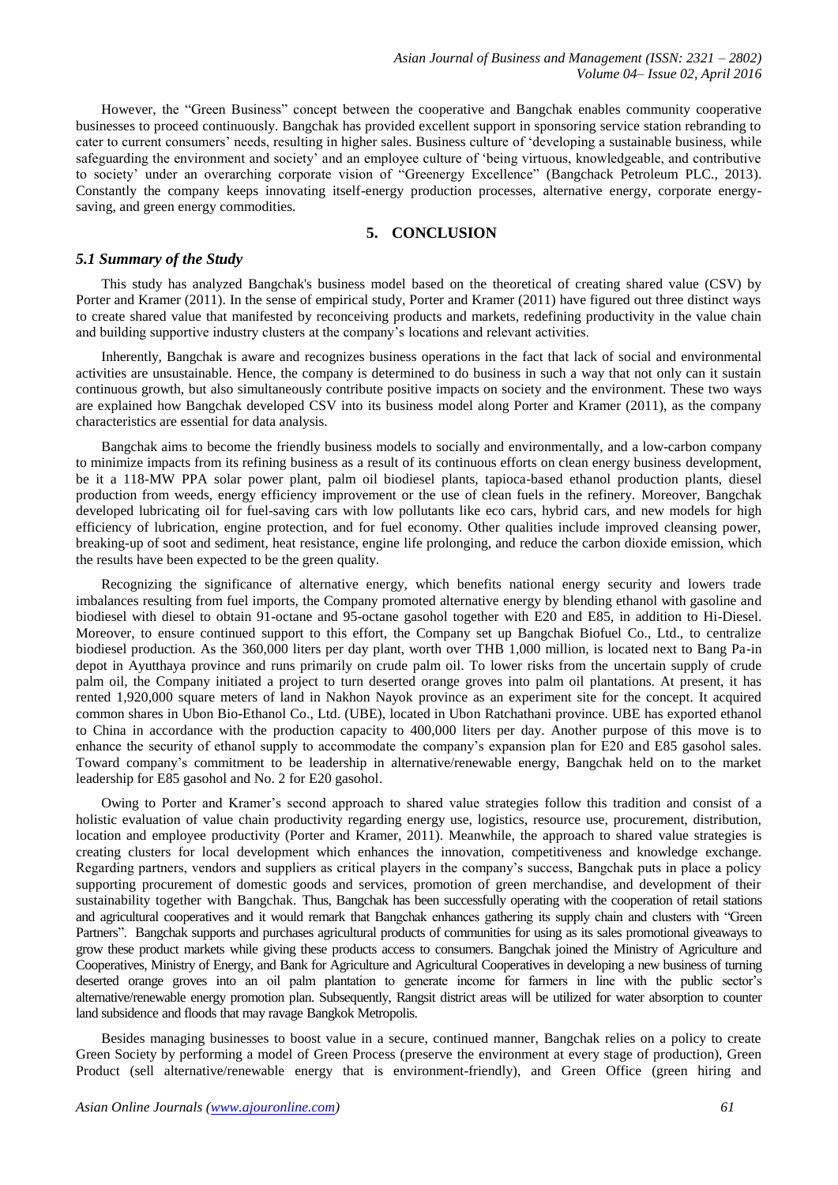However, the "Green Business" concept between the cooperative and Bangchak enables community cooperative businesses to proceed continuously. Bangchak has provided excellent support in sponsoring service station rebranding to cater to current consumers' needs, resulting in higher sales. Business culture of 'developing a sustainable business, while safeguarding the environment and society' and an employee culture of 'being virtuous, knowledgeable, and contributive to society' under an overarching corporate vision of "Greenergy Excellence" (Bangchack Petroleum PLC., 2013). Constantly the company keeps innovating itself-energy production processes, alternative energy, corporate energy-saving, and green energy commodities.

## 5. CONCLUSION

### *5.1 Summary of the Study*

This study has analyzed Bangchak's business model based on the theoretical of creating shared value (CSV) by Porter and Kramer (2011). In the sense of empirical study, Porter and Kramer (2011) have figured out three distinct ways to create shared value that manifested by reconceiving products and markets, redefining productivity in the value chain and building supportive industry clusters at the company's locations and relevant activities.

Inherently, Bangchak is aware and recognizes business operations in the fact that lack of social and environmental activities are unsustainable. Hence, the company is determined to do business in such a way that not only can it sustain continuous growth, but also simultaneously contribute positive impacts on society and the environment. These two ways are explained how Bangchak developed CSV into its business model along Porter and Kramer (2011), as the company characteristics are essential for data analysis.

Bangchak aims to become the friendly business models to socially and environmentally, and a low-carbon company to minimize impacts from its refining business as a result of its continuous efforts on clean energy business development, be it a 118-MW PPA solar power plant, palm oil biodiesel plants, tapioca-based ethanol production plants, diesel production from weeds, energy efficiency improvement or the use of clean fuels in the refinery. Moreover, Bangchak developed lubricating oil for fuel-saving cars with low pollutants like eco cars, hybrid cars, and new models for high efficiency of lubrication, engine protection, and for fuel economy. Other qualities include improved cleansing power, breaking-up of soot and sediment, heat resistance, engine life prolonging, and reduce the carbon dioxide emission, which the results have been expected to be the green quality.

Recognizing the significance of alternative energy, which benefits national energy security and lowers trade imbalances resulting from fuel imports, the Company promoted alternative energy by blending ethanol with gasoline and biodiesel with diesel to obtain 91-octane and 95-octane gasohol together with E20 and E85, in addition to Hi-Diesel. Moreover, to ensure continued support to this effort, the Company set up Bangchak Biofuel Co., Ltd., to centralize biodiesel production. As the 360,000 liters per day plant, worth over THB 1,000 million, is located next to Bang Pa-in depot in Ayutthaya province and runs primarily on crude palm oil. To lower risks from the uncertain supply of crude palm oil, the Company initiated a project to turn deserted orange groves into palm oil plantations. At present, it has rented 1,920,000 square meters of land in Nakhon Nayok province as an experiment site for the concept. It acquired common shares in Ubon Bio-Ethanol Co., Ltd. (UBE), located in Ubon Ratchathani province. UBE has exported ethanol to China in accordance with the production capacity to 400,000 liters per day. Another purpose of this move is to enhance the security of ethanol supply to accommodate the company's expansion plan for E20 and E85 gasohol sales. Toward company's commitment to be leadership in alternative/renewable energy, Bangchak held on to the market leadership for E85 gasohol and No. 2 for E20 gasohol.

Owing to Porter and Kramer's second approach to shared value strategies follow this tradition and consist of a holistic evaluation of value chain productivity regarding energy use, logistics, resource use, procurement, distribution, location and employee productivity (Porter and Kramer, 2011). Meanwhile, the approach to shared value strategies is creating clusters for local development which enhances the innovation, competitiveness and knowledge exchange. Regarding partners, vendors and suppliers as critical players in the company's success, Bangchak puts in place a policy supporting procurement of domestic goods and services, promotion of green merchandise, and development of their sustainability together with Bangchak. Thus, Bangchak has been successfully operating with the cooperation of retail stations and agricultural cooperatives and it would remark that Bangchak enhances gathering its supply chain and clusters with "Green Partners". Bangchak supports and purchases agricultural products of communities for using as its sales promotional giveaways to grow these product markets while giving these products access to consumers. Bangchak joined the Ministry of Agriculture and Cooperatives, Ministry of Energy, and Bank for Agriculture and Agricultural Cooperatives in developing a new business of turning deserted orange groves into an oil palm plantation to generate income for farmers in line with the public sector's alternative/renewable energy promotion plan. Subsequently, Rangsit district areas will be utilized for water absorption to counter land subsidence and floods that may ravage Bangkok Metropolis.

Besides managing businesses to boost value in a secure, continued manner, Bangchak relies on a policy to create Green Society by performing a model of Green Process (preserve the environment at every stage of production), Green Product (sell alternative/renewable energy that is environment-friendly), and Green Office (green hiring and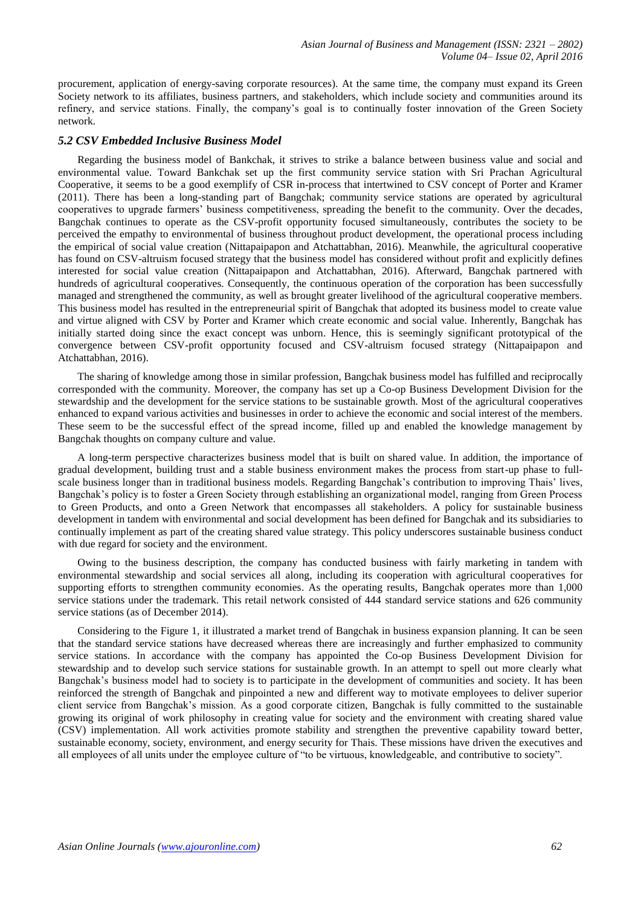procurement, application of energy-saving corporate resources). At the same time, the company must expand its Green Society network to its affiliates, business partners, and stakeholders, which include society and communities around its refinery, and service stations. Finally, the company's goal is to continually foster innovation of the Green Society network.

### *5.2 CSV Embedded Inclusive Business Model*

Regarding the business model of Bankchak, it strives to strike a balance between business value and social and environmental value. Toward Bankchak set up the first community service station with Sri Prachan Agricultural Cooperative, it seems to be a good exemplify of CSR in-process that intertwined to CSV concept of Porter and Kramer (2011). There has been a long-standing part of Bangchak; community service stations are operated by agricultural cooperatives to upgrade farmers' business competitiveness, spreading the benefit to the community. Over the decades, Bangchak continues to operate as the CSV-profit opportunity focused simultaneously, contributes the society to be perceived the empathy to environmental of business throughout product development, the operational process including the empirical of social value creation (Nittapaipapon and Atchattabhan, 2016). Meanwhile, the agricultural cooperative has found on CSV-altruism focused strategy that the business model has considered without profit and explicitly defines interested for social value creation (Nittapaipapon and Atchattabhan, 2016). Afterward, Bangchak partnered with hundreds of agricultural cooperatives. Consequently, the continuous operation of the corporation has been successfully managed and strengthened the community, as well as brought greater livelihood of the agricultural cooperative members. This business model has resulted in the entrepreneurial spirit of Bangchak that adopted its business model to create value and virtue aligned with CSV by Porter and Kramer which create economic and social value. Inherently, Bangchak has initially started doing since the exact concept was unborn. Hence, this is seemingly significant prototypical of the convergence between CSV-profit opportunity focused and CSV-altruism focused strategy (Nittapaipapon and Atchattabhan, 2016).

The sharing of knowledge among those in similar profession, Bangchak business model has fulfilled and reciprocally corresponded with the community. Moreover, the company has set up a Co-op Business Development Division for the stewardship and the development for the service stations to be sustainable growth. Most of the agricultural cooperatives enhanced to expand various activities and businesses in order to achieve the economic and social interest of the members. These seem to be the successful effect of the spread income, filled up and enabled the knowledge management by Bangchak thoughts on company culture and value.

A long-term perspective characterizes business model that is built on shared value. In addition, the importance of gradual development, building trust and a stable business environment makes the process from start-up phase to full-scale business longer than in traditional business models. Regarding Bangchak's contribution to improving Thais' lives, Bangchak's policy is to foster a Green Society through establishing an organizational model, ranging from Green Process to Green Products, and onto a Green Network that encompasses all stakeholders. A policy for sustainable business development in tandem with environmental and social development has been defined for Bangchak and its subsidiaries to continually implement as part of the creating shared value strategy. This policy underscores sustainable business conduct with due regard for society and the environment.

Owing to the business description, the company has conducted business with fairly marketing in tandem with environmental stewardship and social services all along, including its cooperation with agricultural cooperatives for supporting efforts to strengthen community economies. As the operating results, Bangchak operates more than 1,000 service stations under the trademark. This retail network consisted of 444 standard service stations and 626 community service stations (as of December 2014).

Considering to the Figure 1, it illustrated a market trend of Bangchak in business expansion planning. It can be seen that the standard service stations have decreased whereas there are increasingly and further emphasized to community service stations. In accordance with the company has appointed the Co-op Business Development Division for stewardship and to develop such service stations for sustainable growth. In an attempt to spell out more clearly what Bangchak's business model had to society is to participate in the development of communities and society. It has been reinforced the strength of Bangchak and pinpointed a new and different way to motivate employees to deliver superior client service from Bangchak's mission. As a good corporate citizen, Bangchak is fully committed to the sustainable growing its original of work philosophy in creating value for society and the environment with creating shared value (CSV) implementation. All work activities promote stability and strengthen the preventive capability toward better, sustainable economy, society, environment, and energy security for Thais. These missions have driven the executives and all employees of all units under the employee culture of "to be virtuous, knowledgeable, and contributive to society".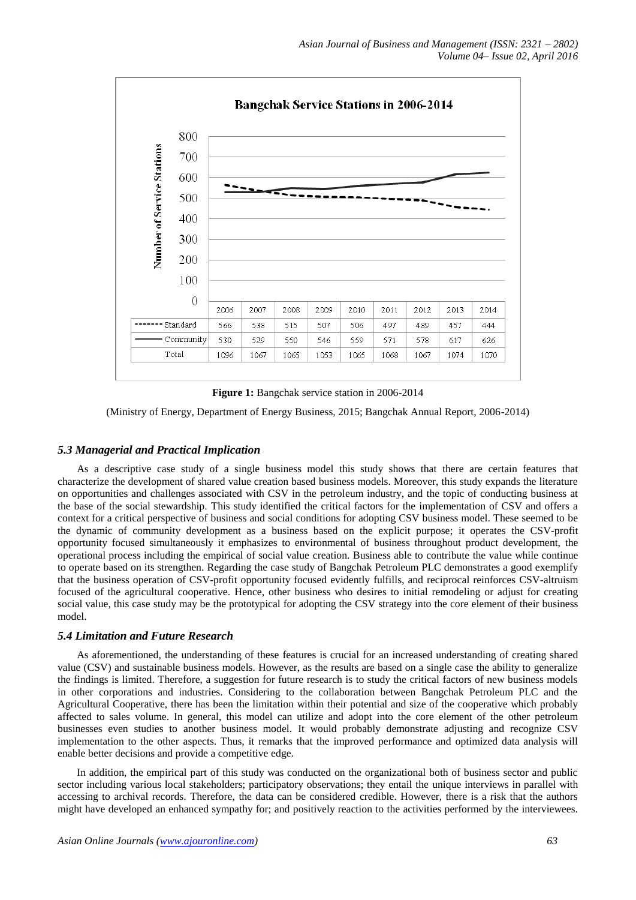**Bangchak Service Stations in 2006-2014**

| | 2006 | 2007 | 2008 | 2009 | 2010 | 2011 | 2012 | 2013 | 2014 |
|---|---|---|---|---|---|---|---|---|---|
| Standard | 566 | 538 | 515 | 507 | 506 | 497 | 489 | 457 | 444 |
| Community | 530 | 529 | 550 | 546 | 559 | 571 | 578 | 617 | 626 |
| Total | 1096 | 1067 | 1065 | 1053 | 1065 | 1068 | 1067 | 1074 | 1070 |

**Figure 1:** Bangchak service station in 2006-2014

(Ministry of Energy, Department of Energy Business, 2015; Bangchak Annual Report, 2006-2014)

### *5.3 Managerial and Practical Implication*

As a descriptive case study of a single business model this study shows that there are certain features that characterize the development of shared value creation based business models. Moreover, this study expands the literature on opportunities and challenges associated with CSV in the petroleum industry, and the topic of conducting business at the base of the social stewardship. This study identified the critical factors for the implementation of CSV and offers a context for a critical perspective of business and social conditions for adopting CSV business model. These seemed to be the dynamic of community development as a business based on the explicit purpose; it operates the CSV-profit opportunity focused simultaneously it emphasizes to environmental of business throughout product development, the operational process including the empirical of social value creation. Business able to contribute the value while continue to operate based on its strengthen. Regarding the case study of Bangchak Petroleum PLC demonstrates a good exemplify that the business operation of CSV-profit opportunity focused evidently fulfills, and reciprocal reinforces CSV-altruism focused of the agricultural cooperative. Hence, other business who desires to initial remodeling or adjust for creating social value, this case study may be the prototypical for adopting the CSV strategy into the core element of their business model.

### *5.4 Limitation and Future Research*

As aforementioned, the understanding of these features is crucial for an increased understanding of creating shared value (CSV) and sustainable business models. However, as the results are based on a single case the ability to generalize the findings is limited. Therefore, a suggestion for future research is to study the critical factors of new business models in other corporations and industries. Considering to the collaboration between Bangchak Petroleum PLC and the Agricultural Cooperative, there has been the limitation within their potential and size of the cooperative which probably affected to sales volume. In general, this model can utilize and adopt into the core element of the other petroleum businesses even studies to another business model. It would probably demonstrate adjusting and recognize CSV implementation to the other aspects. Thus, it remarks that the improved performance and optimized data analysis will enable better decisions and provide a competitive edge.

In addition, the empirical part of this study was conducted on the organizational both of business sector and public sector including various local stakeholders; participatory observations; they entail the unique interviews in parallel with accessing to archival records. Therefore, the data can be considered credible. However, there is a risk that the authors might have developed an enhanced sympathy for; and positively reaction to the activities performed by the interviewees.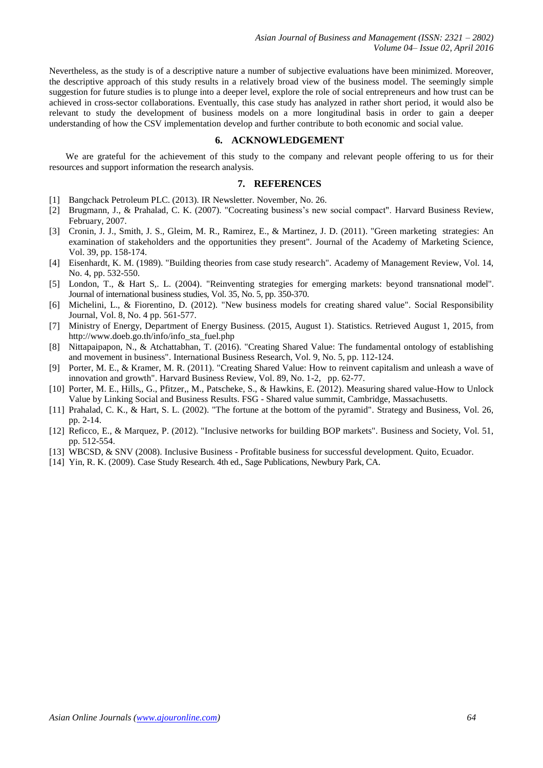Nevertheless, as the study is of a descriptive nature a number of subjective evaluations have been minimized. Moreover, the descriptive approach of this study results in a relatively broad view of the business model. The seemingly simple suggestion for future studies is to plunge into a deeper level, explore the role of social entrepreneurs and how trust can be achieved in cross-sector collaborations. Eventually, this case study has analyzed in rather short period, it would also be relevant to study the development of business models on a more longitudinal basis in order to gain a deeper understanding of how the CSV implementation develop and further contribute to both economic and social value.

## 6. ACKNOWLEDGEMENT

We are grateful for the achievement of this study to the company and relevant people offering to us for their resources and support information the research analysis.

## 7. REFERENCES

[1] Bangchack Petroleum PLC. (2013). IR Newsletter. November, No. 26.

[2] Brugmann, J., & Prahalad, C. K. (2007). "Cocreating business's new social compact". Harvard Business Review, February, 2007.

[3] Cronin, J. J., Smith, J. S., Gleim, M. R., Ramirez, E., & Martinez, J. D. (2011). "Green marketing strategies: An examination of stakeholders and the opportunities they present". Journal of the Academy of Marketing Science, Vol. 39, pp. 158-174.

[4] Eisenhardt, K. M. (1989). "Building theories from case study research". Academy of Management Review, Vol. 14, No. 4, pp. 532-550.

[5] London, T., & Hart S,. L. (2004). "Reinventing strategies for emerging markets: beyond transnational model". Journal of international business studies, Vol. 35, No. 5, pp. 350-370.

[6] Michelini, L., & Fiorentino, D. (2012). "New business models for creating shared value". Social Responsibility Journal, Vol. 8, No. 4 pp. 561-577.

[7] Ministry of Energy, Department of Energy Business. (2015, August 1). Statistics. Retrieved August 1, 2015, from http://www.doeb.go.th/info/info_sta_fuel.php

[8] Nittapaipapon, N., & Atchattabhan, T. (2016). "Creating Shared Value: The fundamental ontology of establishing and movement in business". International Business Research, Vol. 9, No. 5, pp. 112-124.

[9] Porter, M. E., & Kramer, M. R. (2011). "Creating Shared Value: How to reinvent capitalism and unleash a wave of innovation and growth". Harvard Business Review, Vol. 89, No. 1-2, pp. 62-77.

[10] Porter, M. E., Hills,, G., Pfitzer,, M., Patscheke, S., & Hawkins, E. (2012). Measuring shared value-How to Unlock Value by Linking Social and Business Results. FSG - Shared value summit, Cambridge, Massachusetts.

[11] Prahalad, C. K., & Hart, S. L. (2002). "The fortune at the bottom of the pyramid". Strategy and Business, Vol. 26, pp. 2-14.

[12] Reficco, E., & Marquez, P. (2012). "Inclusive networks for building BOP markets". Business and Society, Vol. 51, pp. 512-554.

[13] WBCSD, & SNV (2008). Inclusive Business - Profitable business for successful development. Quito, Ecuador.

[14] Yin, R. K. (2009). Case Study Research. 4th ed., Sage Publications, Newbury Park, CA.